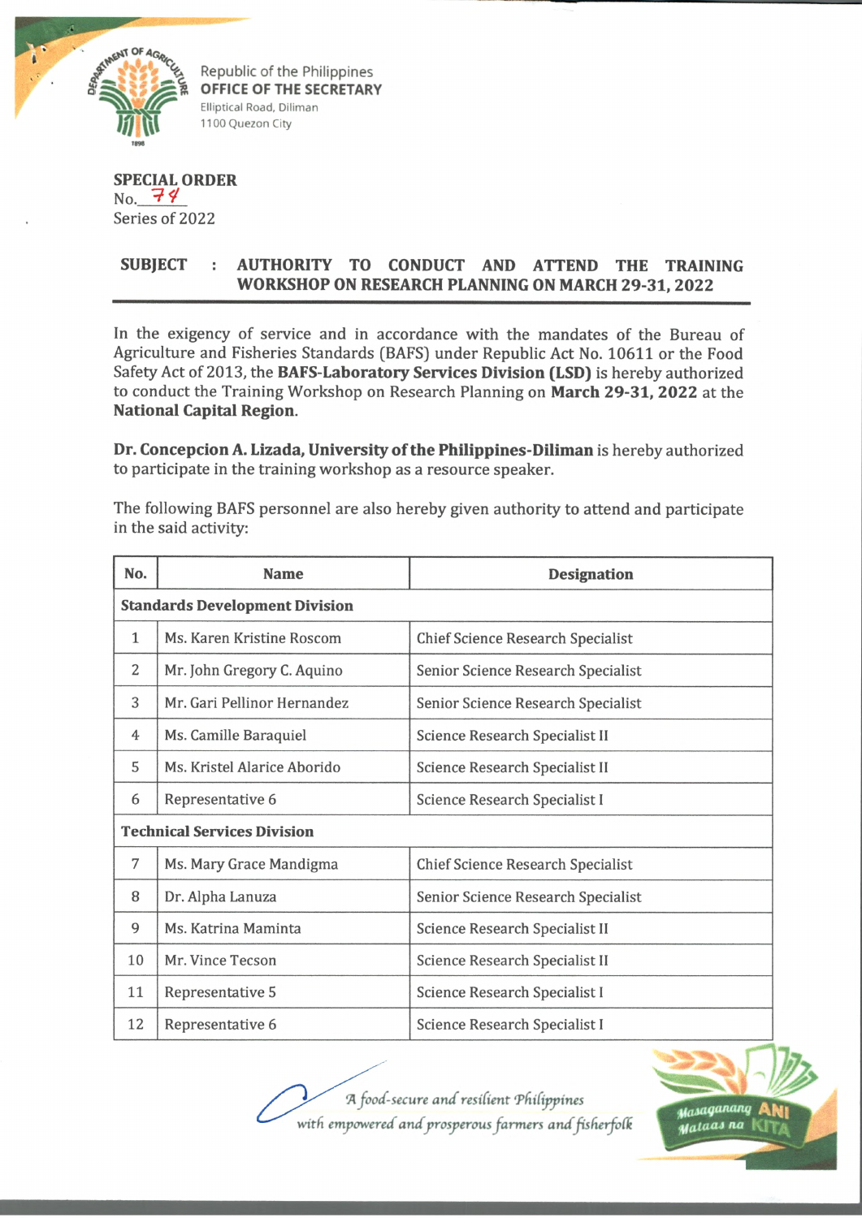Republic of the Philippines
**OFFICE OF THE SECRETARY**
Elliptical Road, Diliman
1100 Quezon City

**SPECIAL ORDER**
No. 74
Series of 2022

**SUBJECT : AUTHORITY TO CONDUCT AND ATTEND THE TRAINING WORKSHOP ON RESEARCH PLANNING ON MARCH 29-31, 2022**

In the exigency of service and in accordance with the mandates of the Bureau of Agriculture and Fisheries Standards (BAFS) under Republic Act No. 10611 or the Food Safety Act of 2013, the **BAFS-Laboratory Services Division (LSD)** is hereby authorized to conduct the Training Workshop on Research Planning on **March 29-31, 2022** at the **National Capital Region**.

**Dr. Concepcion A. Lizada, University of the Philippines-Diliman** is hereby authorized to participate in the training workshop as a resource speaker.

The following BAFS personnel are also hereby given authority to attend and participate in the said activity:

| No. | Name | Designation |
|---|---|---|
| **Standards Development Division** | | |
| 1 | Ms. Karen Kristine Roscom | Chief Science Research Specialist |
| 2 | Mr. John Gregory C. Aquino | Senior Science Research Specialist |
| 3 | Mr. Gari Pellinor Hernandez | Senior Science Research Specialist |
| 4 | Ms. Camille Baraquiel | Science Research Specialist II |
| 5 | Ms. Kristel Alarice Aborido | Science Research Specialist II |
| 6 | Representative 6 | Science Research Specialist I |
| **Technical Services Division** | | |
| 7 | Ms. Mary Grace Mandigma | Chief Science Research Specialist |
| 8 | Dr. Alpha Lanuza | Senior Science Research Specialist |
| 9 | Ms. Katrina Maminta | Science Research Specialist II |
| 10 | Mr. Vince Tecson | Science Research Specialist II |
| 11 | Representative 5 | Science Research Specialist I |
| 12 | Representative 6 | Science Research Specialist I |

*A food-secure and resilient Philippines with empowered and prosperous farmers and fisherfolk*

Masaganang ANI Mataas na KITA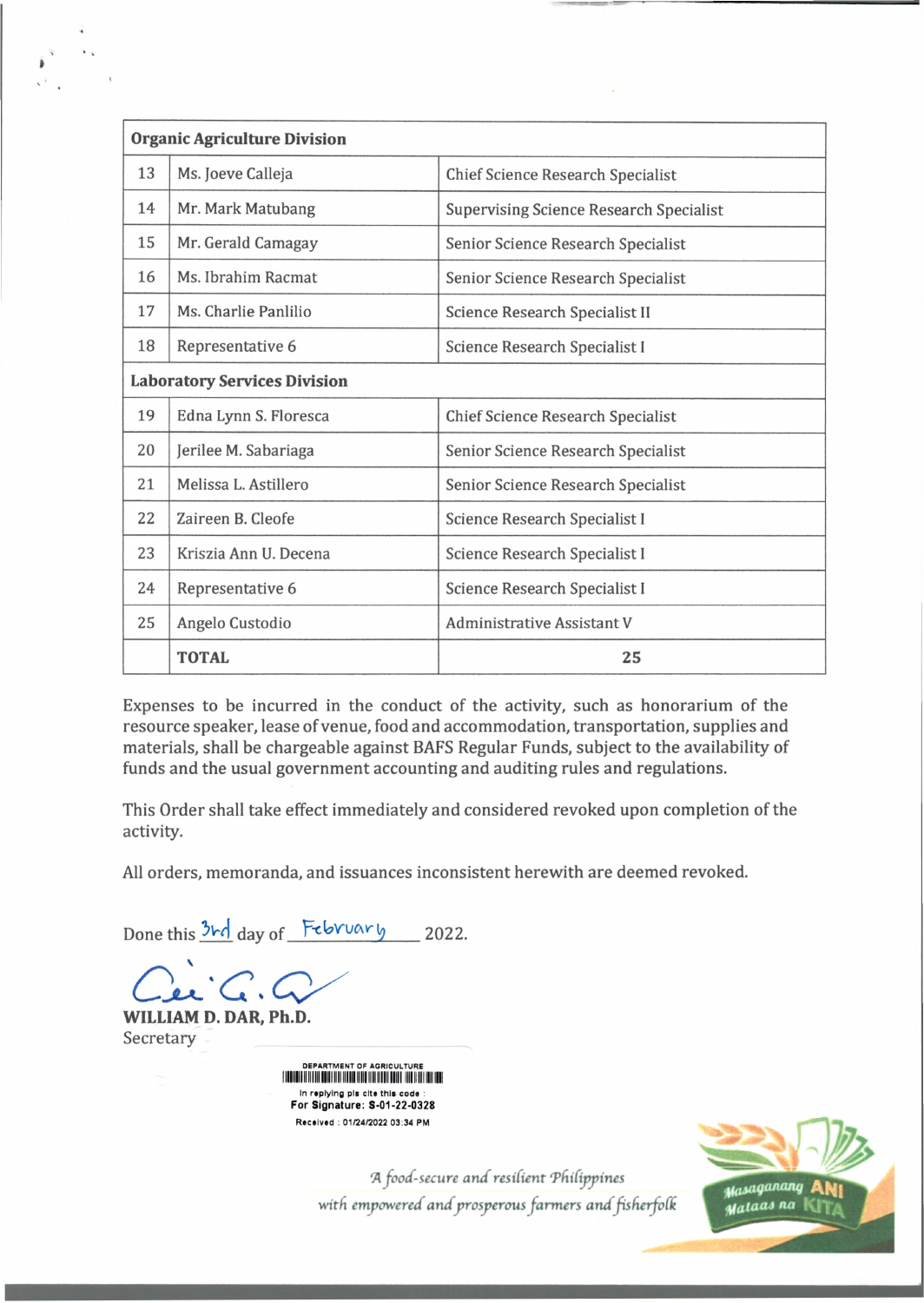| | | |
|---|---|---|
| **Organic Agriculture Division** | | |
| 13 | Ms. Joeve Calleja | Chief Science Research Specialist |
| 14 | Mr. Mark Matubang | Supervising Science Research Specialist |
| 15 | Mr. Gerald Camagay | Senior Science Research Specialist |
| 16 | Ms. Ibrahim Racmat | Senior Science Research Specialist |
| 17 | Ms. Charlie Panlilio | Science Research Specialist II |
| 18 | Representative 6 | Science Research Specialist I |
| **Laboratory Services Division** | | |
| 19 | Edna Lynn S. Floresca | Chief Science Research Specialist |
| 20 | Jerilee M. Sabariaga | Senior Science Research Specialist |
| 21 | Melissa L. Astillero | Senior Science Research Specialist |
| 22 | Zaireen B. Cleofe | Science Research Specialist I |
| 23 | Kriszia Ann U. Decena | Science Research Specialist I |
| 24 | Representative 6 | Science Research Specialist I |
| 25 | Angelo Custodio | Administrative Assistant V |
| | **TOTAL** | **25** |

Expenses to be incurred in the conduct of the activity, such as honorarium of the resource speaker, lease of venue, food and accommodation, transportation, supplies and materials, shall be chargeable against BAFS Regular Funds, subject to the availability of funds and the usual government accounting and auditing rules and regulations.

This Order shall take effect immediately and considered revoked upon completion of the activity.

All orders, memoranda, and issuances inconsistent herewith are deemed revoked.

Done this 3rd day of February 2022.

**WILLIAM D. DAR, Ph.D.**
Secretary

DEPARTMENT OF AGRICULTURE
In replying pls cite this code :
**For Signature: S-01-22-0328**
Received : 01/24/2022 03:34 PM

*A food-secure and resilient Philippines with empowered and prosperous farmers and fisherfolk*

Masaganang ANI Mataas na KITA